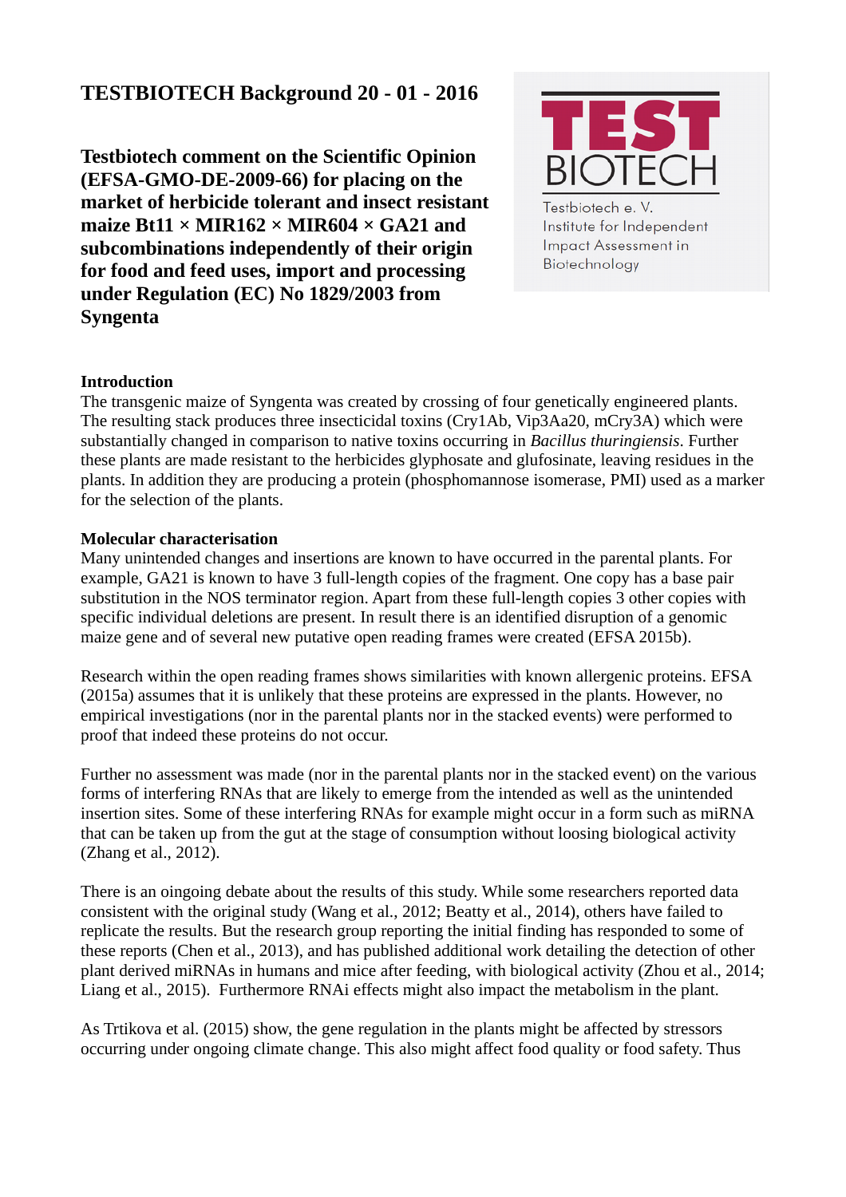# TESTBIOTECH Background 20 - 01 - 2016

**Testbiotech comment on the Scientific Opinion (EFSA-GMO-DE-2009-66) for placing on the market of herbicide tolerant and insect resistant maize Bt11 × MIR162 × MIR604 × GA21 and subcombinations independently of their origin for food and feed uses, import and processing under Regulation (EC) No 1829/2003 from Syngenta**

TEST BIOTECH

Testbiotech e. V.
Institute for Independent Impact Assessment in Biotechnology

## Introduction

The transgenic maize of Syngenta was created by crossing of four genetically engineered plants. The resulting stack produces three insecticidal toxins (Cry1Ab, Vip3Aa20, mCry3A) which were substantially changed in comparison to native toxins occurring in *Bacillus thuringiensis*. Further these plants are made resistant to the herbicides glyphosate and glufosinate, leaving residues in the plants. In addition they are producing a protein (phosphomannose isomerase, PMI) used as a marker for the selection of the plants.

## Molecular characterisation

Many unintended changes and insertions are known to have occurred in the parental plants. For example, GA21 is known to have 3 full-length copies of the fragment. One copy has a base pair substitution in the NOS terminator region. Apart from these full-length copies 3 other copies with specific individual deletions are present. In result there is an identified disruption of a genomic maize gene and of several new putative open reading frames were created (EFSA 2015b).

Research within the open reading frames shows similarities with known allergenic proteins. EFSA (2015a) assumes that it is unlikely that these proteins are expressed in the plants. However, no empirical investigations (nor in the parental plants nor in the stacked events) were performed to proof that indeed these proteins do not occur.

Further no assessment was made (nor in the parental plants nor in the stacked event) on the various forms of interfering RNAs that are likely to emerge from the intended as well as the unintended insertion sites. Some of these interfering RNAs for example might occur in a form such as miRNA that can be taken up from the gut at the stage of consumption without loosing biological activity (Zhang et al., 2012).

There is an oingoing debate about the results of this study. While some researchers reported data consistent with the original study (Wang et al., 2012; Beatty et al., 2014), others have failed to replicate the results. But the research group reporting the initial finding has responded to some of these reports (Chen et al., 2013), and has published additional work detailing the detection of other plant derived miRNAs in humans and mice after feeding, with biological activity (Zhou et al., 2014; Liang et al., 2015). Furthermore RNAi effects might also impact the metabolism in the plant.

As Trtikova et al. (2015) show, the gene regulation in the plants might be affected by stressors occurring under ongoing climate change. This also might affect food quality or food safety. Thus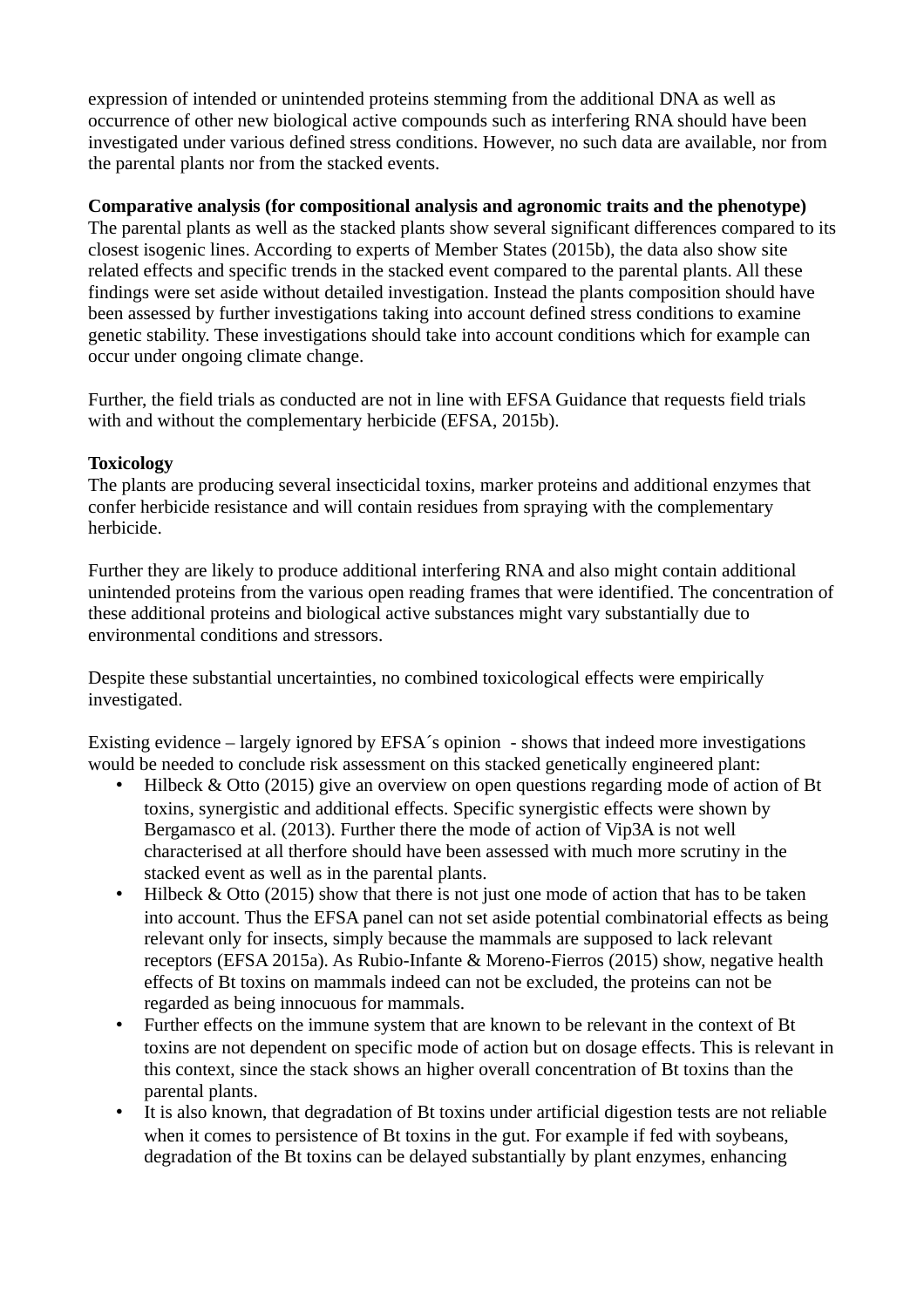expression of intended or unintended proteins stemming from the additional DNA as well as occurrence of other new biological active compounds such as interfering RNA should have been investigated under various defined stress conditions. However, no such data are available, nor from the parental plants nor from the stacked events.

**Comparative analysis (for compositional analysis and agronomic traits and the phenotype)**
The parental plants as well as the stacked plants show several significant differences compared to its closest isogenic lines. According to experts of Member States (2015b), the data also show site related effects and specific trends in the stacked event compared to the parental plants. All these findings were set aside without detailed investigation. Instead the plants composition should have been assessed by further investigations taking into account defined stress conditions to examine genetic stability. These investigations should take into account conditions which for example can occur under ongoing climate change.

Further, the field trials as conducted are not in line with EFSA Guidance that requests field trials with and without the complementary herbicide (EFSA, 2015b).

**Toxicology**
The plants are producing several insecticidal toxins, marker proteins and additional enzymes that confer herbicide resistance and will contain residues from spraying with the complementary herbicide.

Further they are likely to produce additional interfering RNA and also might contain additional unintended proteins from the various open reading frames that were identified. The concentration of these additional proteins and biological active substances might vary substantially due to environmental conditions and stressors.

Despite these substantial uncertainties, no combined toxicological effects were empirically investigated.

Existing evidence – largely ignored by EFSA´s opinion - shows that indeed more investigations would be needed to conclude risk assessment on this stacked genetically engineered plant:

- Hilbeck & Otto (2015) give an overview on open questions regarding mode of action of Bt toxins, synergistic and additional effects. Specific synergistic effects were shown by Bergamasco et al. (2013). Further there the mode of action of Vip3A is not well characterised at all therfore should have been assessed with much more scrutiny in the stacked event as well as in the parental plants.
- Hilbeck & Otto (2015) show that there is not just one mode of action that has to be taken into account. Thus the EFSA panel can not set aside potential combinatorial effects as being relevant only for insects, simply because the mammals are supposed to lack relevant receptors (EFSA 2015a). As Rubio-Infante & Moreno-Fierros (2015) show, negative health effects of Bt toxins on mammals indeed can not be excluded, the proteins can not be regarded as being innocuous for mammals.
- Further effects on the immune system that are known to be relevant in the context of Bt toxins are not dependent on specific mode of action but on dosage effects. This is relevant in this context, since the stack shows an higher overall concentration of Bt toxins than the parental plants.
- It is also known, that degradation of Bt toxins under artificial digestion tests are not reliable when it comes to persistence of Bt toxins in the gut. For example if fed with soybeans, degradation of the Bt toxins can be delayed substantially by plant enzymes, enhancing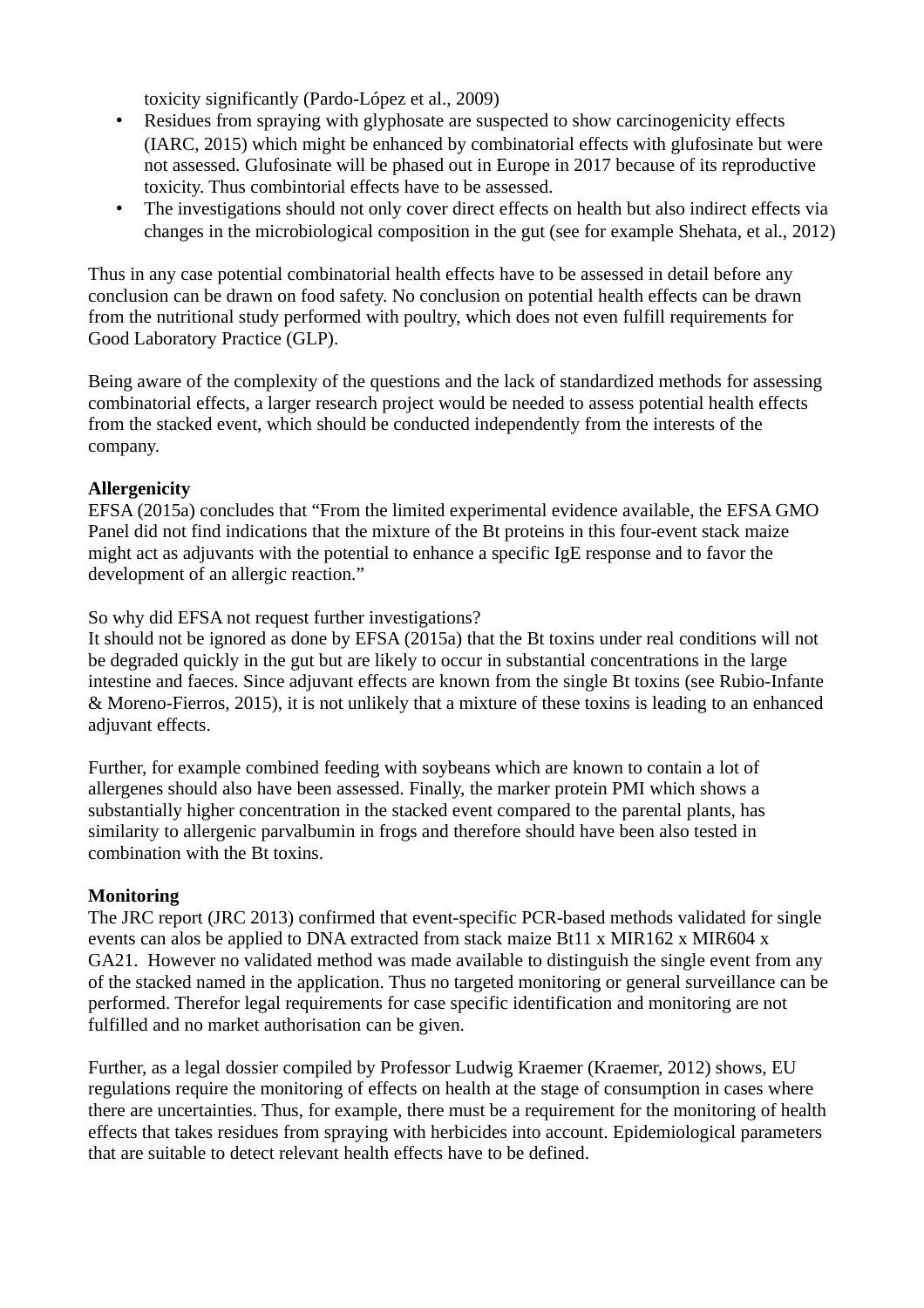toxicity significantly (Pardo-López et al., 2009)

- Residues from spraying with glyphosate are suspected to show carcinogenicity effects (IARC, 2015) which might be enhanced by combinatorial effects with glufosinate but were not assessed. Glufosinate will be phased out in Europe in 2017 because of its reproductive toxicity. Thus combintorial effects have to be assessed.
- The investigations should not only cover direct effects on health but also indirect effects via changes in the microbiological composition in the gut (see for example Shehata, et al., 2012)

Thus in any case potential combinatorial health effects have to be assessed in detail before any conclusion can be drawn on food safety. No conclusion on potential health effects can be drawn from the nutritional study performed with poultry, which does not even fulfill requirements for Good Laboratory Practice (GLP).

Being aware of the complexity of the questions and the lack of standardized methods for assessing combinatorial effects, a larger research project would be needed to assess potential health effects from the stacked event, which should be conducted independently from the interests of the company.

**Allergenicity**
EFSA (2015a) concludes that "From the limited experimental evidence available, the EFSA GMO Panel did not find indications that the mixture of the Bt proteins in this four-event stack maize might act as adjuvants with the potential to enhance a specific IgE response and to favor the development of an allergic reaction."

So why did EFSA not request further investigations?
It should not be ignored as done by EFSA (2015a) that the Bt toxins under real conditions will not be degraded quickly in the gut but are likely to occur in substantial concentrations in the large intestine and faeces. Since adjuvant effects are known from the single Bt toxins (see Rubio-Infante & Moreno-Fierros, 2015), it is not unlikely that a mixture of these toxins is leading to an enhanced adjuvant effects.

Further, for example combined feeding with soybeans which are known to contain a lot of allergenes should also have been assessed. Finally, the marker protein PMI which shows a substantially higher concentration in the stacked event compared to the parental plants, has similarity to allergenic parvalbumin in frogs and therefore should have been also tested in combination with the Bt toxins.

**Monitoring**
The JRC report (JRC 2013) confirmed that event-specific PCR-based methods validated for single events can alos be applied to DNA extracted from stack maize Bt11 x MIR162 x MIR604 x GA21. However no validated method was made available to distinguish the single event from any of the stacked named in the application. Thus no targeted monitoring or general surveillance can be performed. Therefor legal requirements for case specific identification and monitoring are not fulfilled and no market authorisation can be given.

Further, as a legal dossier compiled by Professor Ludwig Kraemer (Kraemer, 2012) shows, EU regulations require the monitoring of effects on health at the stage of consumption in cases where there are uncertainties. Thus, for example, there must be a requirement for the monitoring of health effects that takes residues from spraying with herbicides into account. Epidemiological parameters that are suitable to detect relevant health effects have to be defined.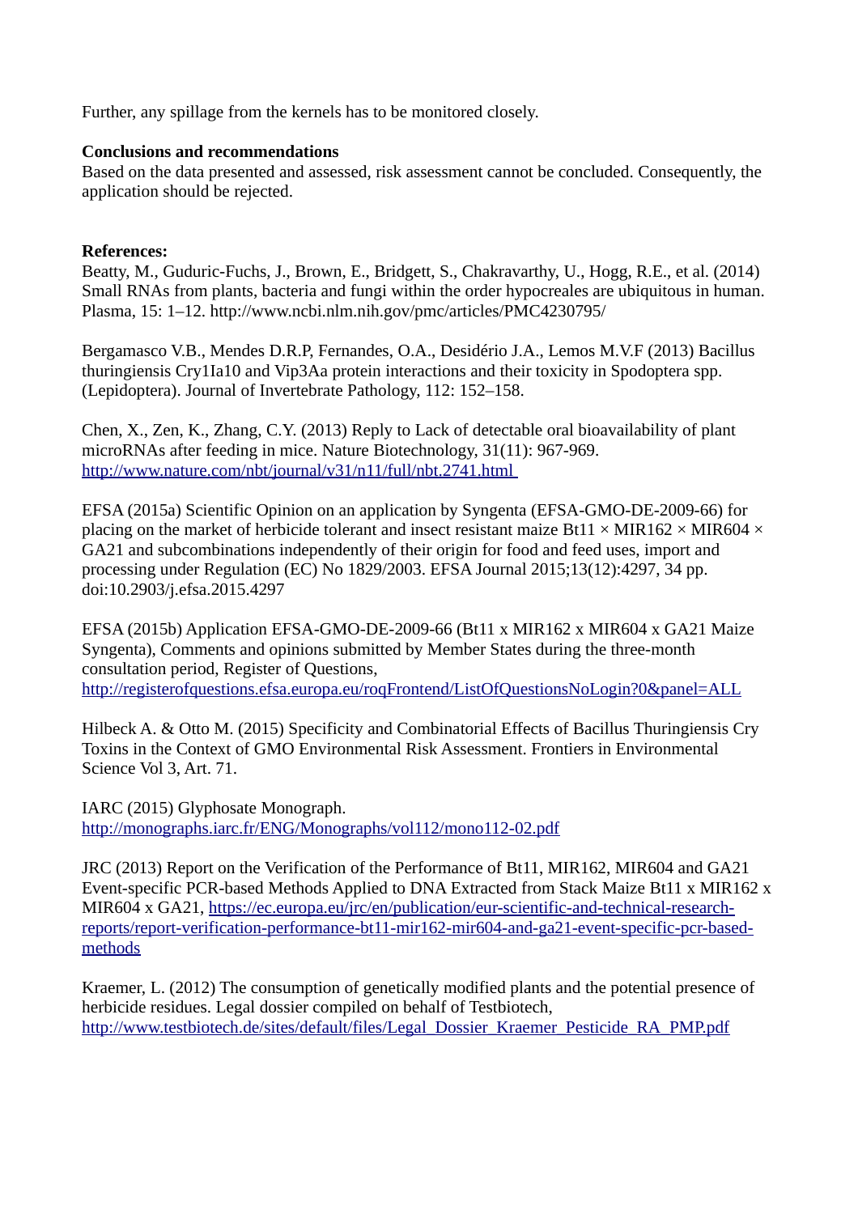Further, any spillage from the kernels has to be monitored closely.

**Conclusions and recommendations**

Based on the data presented and assessed, risk assessment cannot be concluded. Consequently, the application should be rejected.

**References:**

Beatty, M., Guduric-Fuchs, J., Brown, E., Bridgett, S., Chakravarthy, U., Hogg, R.E., et al. (2014) Small RNAs from plants, bacteria and fungi within the order hypocreales are ubiquitous in human. Plasma, 15: 1–12. http://www.ncbi.nlm.nih.gov/pmc/articles/PMC4230795/

Bergamasco V.B., Mendes D.R.P, Fernandes, O.A., Desidério J.A., Lemos M.V.F (2013) Bacillus thuringiensis Cry1Ia10 and Vip3Aa protein interactions and their toxicity in Spodoptera spp. (Lepidoptera). Journal of Invertebrate Pathology, 112: 152–158.

Chen, X., Zen, K., Zhang, C.Y. (2013) Reply to Lack of detectable oral bioavailability of plant microRNAs after feeding in mice. Nature Biotechnology, 31(11): 967-969. http://www.nature.com/nbt/journal/v31/n11/full/nbt.2741.html

EFSA (2015a) Scientific Opinion on an application by Syngenta (EFSA-GMO-DE-2009-66) for placing on the market of herbicide tolerant and insect resistant maize Bt11 × MIR162 × MIR604 × GA21 and subcombinations independently of their origin for food and feed uses, import and processing under Regulation (EC) No 1829/2003. EFSA Journal 2015;13(12):4297, 34 pp. doi:10.2903/j.efsa.2015.4297

EFSA (2015b) Application EFSA-GMO-DE-2009-66 (Bt11 x MIR162 x MIR604 x GA21 Maize Syngenta), Comments and opinions submitted by Member States during the three-month consultation period, Register of Questions, http://registerofquestions.efsa.europa.eu/roqFrontend/ListOfQuestionsNoLogin?0&panel=ALL

Hilbeck A. & Otto M. (2015) Specificity and Combinatorial Effects of Bacillus Thuringiensis Cry Toxins in the Context of GMO Environmental Risk Assessment. Frontiers in Environmental Science Vol 3, Art. 71.

IARC (2015) Glyphosate Monograph. http://monographs.iarc.fr/ENG/Monographs/vol112/mono112-02.pdf

JRC (2013) Report on the Verification of the Performance of Bt11, MIR162, MIR604 and GA21 Event-specific PCR-based Methods Applied to DNA Extracted from Stack Maize Bt11 x MIR162 x MIR604 x GA21, https://ec.europa.eu/jrc/en/publication/eur-scientific-and-technical-research-reports/report-verification-performance-bt11-mir162-mir604-and-ga21-event-specific-pcr-based-methods

Kraemer, L. (2012) The consumption of genetically modified plants and the potential presence of herbicide residues. Legal dossier compiled on behalf of Testbiotech, http://www.testbiotech.de/sites/default/files/Legal_Dossier_Kraemer_Pesticide_RA_PMP.pdf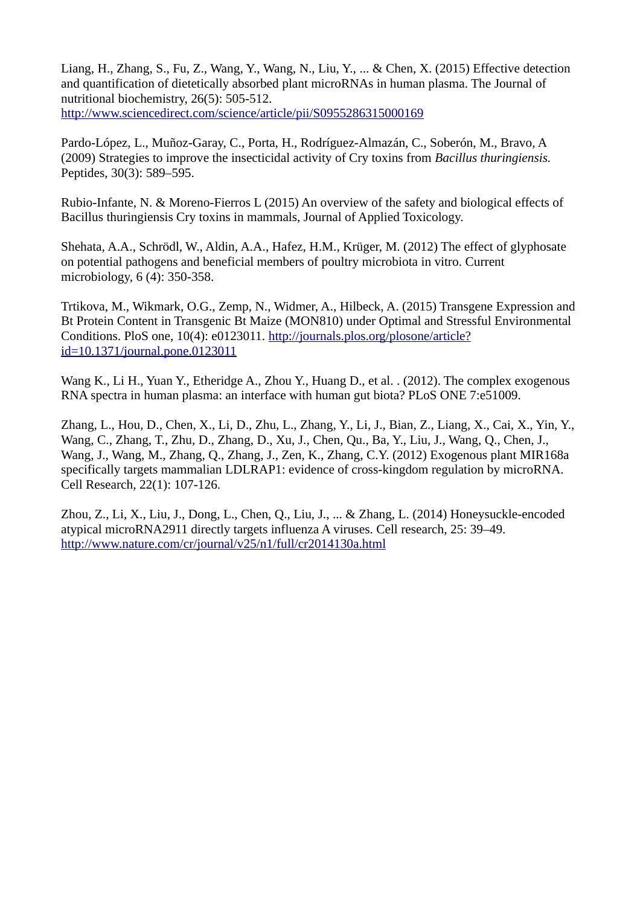Liang, H., Zhang, S., Fu, Z., Wang, Y., Wang, N., Liu, Y., ... & Chen, X. (2015) Effective detection and quantification of dietetically absorbed plant microRNAs in human plasma. The Journal of nutritional biochemistry, 26(5): 505-512. http://www.sciencedirect.com/science/article/pii/S0955286315000169

Pardo-López, L., Muñoz-Garay, C., Porta, H., Rodríguez-Almazán, C., Soberón, M., Bravo, A (2009) Strategies to improve the insecticidal activity of Cry toxins from *Bacillus thuringiensis.* Peptides, 30(3): 589–595.

Rubio-Infante, N. & Moreno-Fierros L (2015) An overview of the safety and biological effects of Bacillus thuringiensis Cry toxins in mammals, Journal of Applied Toxicology.

Shehata, A.A., Schrödl, W., Aldin, A.A., Hafez, H.M., Krüger, M. (2012) The effect of glyphosate on potential pathogens and beneficial members of poultry microbiota in vitro. Current microbiology, 6 (4): 350-358.

Trtikova, M., Wikmark, O.G., Zemp, N., Widmer, A., Hilbeck, A. (2015) Transgene Expression and Bt Protein Content in Transgenic Bt Maize (MON810) under Optimal and Stressful Environmental Conditions. PloS one, 10(4): e0123011. http://journals.plos.org/plosone/article?id=10.1371/journal.pone.0123011

Wang K., Li H., Yuan Y., Etheridge A., Zhou Y., Huang D., et al. . (2012). The complex exogenous RNA spectra in human plasma: an interface with human gut biota? PLoS ONE 7:e51009.

Zhang, L., Hou, D., Chen, X., Li, D., Zhu, L., Zhang, Y., Li, J., Bian, Z., Liang, X., Cai, X., Yin, Y., Wang, C., Zhang, T., Zhu, D., Zhang, D., Xu, J., Chen, Qu., Ba, Y., Liu, J., Wang, Q., Chen, J., Wang, J., Wang, M., Zhang, Q., Zhang, J., Zen, K., Zhang, C.Y. (2012) Exogenous plant MIR168a specifically targets mammalian LDLRAP1: evidence of cross-kingdom regulation by microRNA. Cell Research, 22(1): 107-126.

Zhou, Z., Li, X., Liu, J., Dong, L., Chen, Q., Liu, J., ... & Zhang, L. (2014) Honeysuckle-encoded atypical microRNA2911 directly targets influenza A viruses. Cell research, 25: 39–49. http://www.nature.com/cr/journal/v25/n1/full/cr2014130a.html